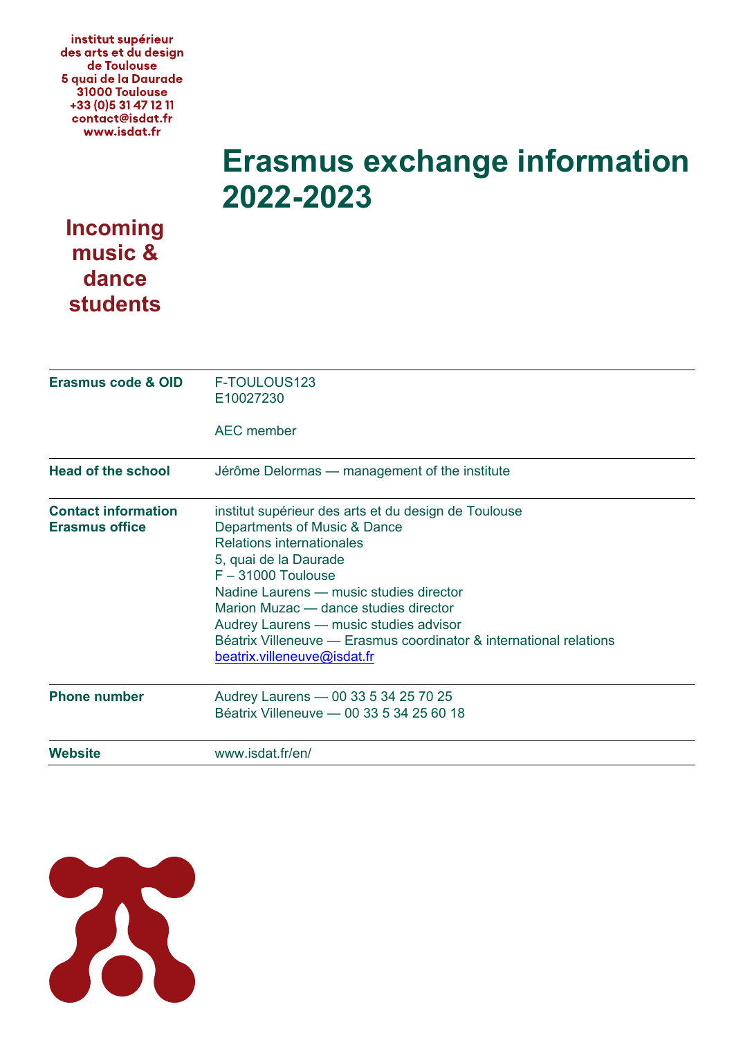institut supérieur
des arts et du design
de Toulouse
5 quai de la Daurade
31000 Toulouse
+33 (0)5 31 47 12 11
contact@isdat.fr
www.isdat.fr

# Erasmus exchange information 2022-2023

## Incoming music & dance students

| | |
|---|---|
| **Erasmus code & OID** | F-TOULOUS123<br>E10027230<br><br>AEC member |
| **Head of the school** | Jérôme Delormas — management of the institute |
| **Contact information Erasmus office** | institut supérieur des arts et du design de Toulouse<br>Departments of Music & Dance<br>Relations internationales<br>5, quai de la Daurade<br>F – 31000 Toulouse<br>Nadine Laurens — music studies director<br>Marion Muzac — dance studies director<br>Audrey Laurens — music studies advisor<br>Béatrix Villeneuve — Erasmus coordinator & international relations<br>beatrix.villeneuve@isdat.fr |
| **Phone number** | Audrey Laurens — 00 33 5 34 25 70 25<br>Béatrix Villeneuve — 00 33 5 34 25 60 18 |
| **Website** | www.isdat.fr/en/ |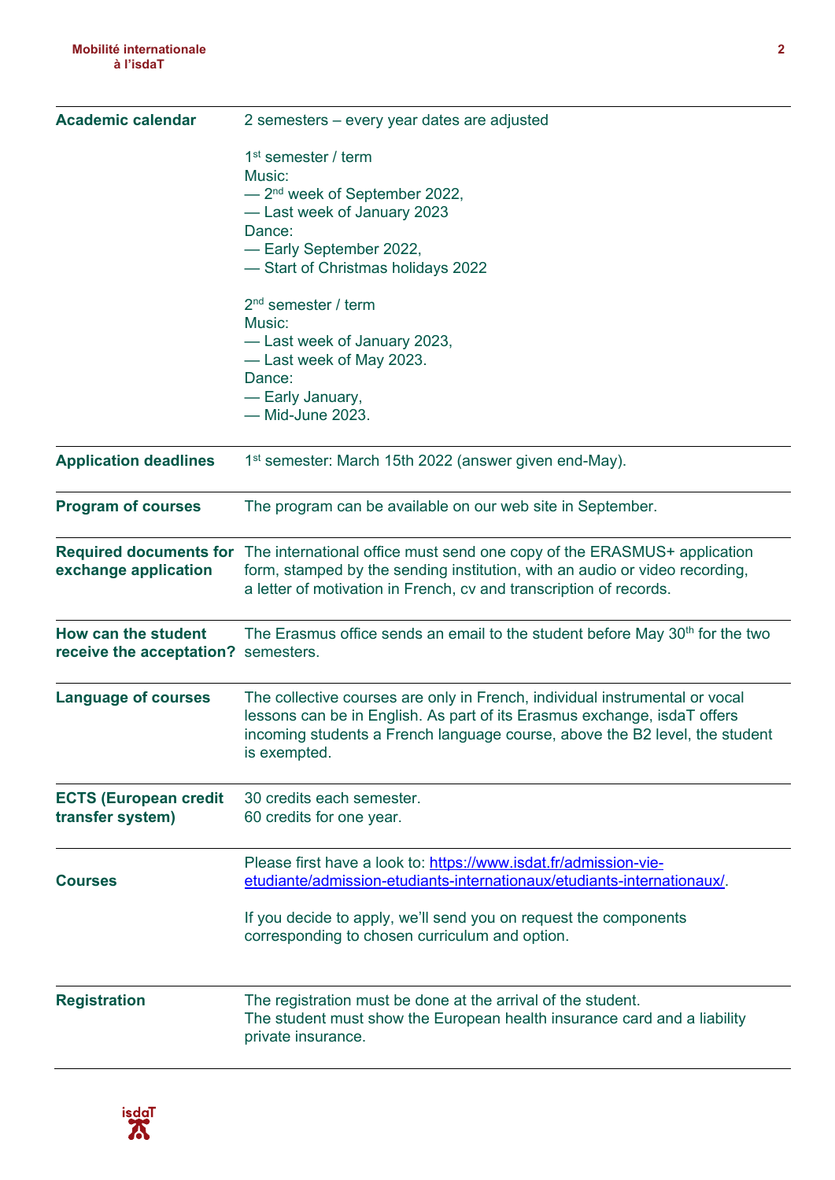| | |
|---|---|
| **Academic calendar** | 2 semesters – every year dates are adjusted<br><br>1st semester / term<br>Music:<br>— 2nd week of September 2022,<br>— Last week of January 2023<br>Dance:<br>— Early September 2022,<br>— Start of Christmas holidays 2022<br><br>2nd semester / term<br>Music:<br>— Last week of January 2023,<br>— Last week of May 2023.<br>Dance:<br>— Early January,<br>— Mid-June 2023. |
| **Application deadlines** | 1st semester: March 15th 2022 (answer given end-May). |
| **Program of courses** | The program can be available on our web site in September. |
| **Required documents for exchange application** | The international office must send one copy of the ERASMUS+ application form, stamped by the sending institution, with an audio or video recording, a letter of motivation in French, cv and transcription of records. |
| **How can the student receive the acceptation?** | The Erasmus office sends an email to the student before May 30th for the two semesters. |
| **Language of courses** | The collective courses are only in French, individual instrumental or vocal lessons can be in English. As part of its Erasmus exchange, isdaT offers incoming students a French language course, above the B2 level, the student is exempted. |
| **ECTS (European credit transfer system)** | 30 credits each semester.<br>60 credits for one year. |
| **Courses** | Please first have a look to: [https://www.isdat.fr/admission-vie-etudiante/admission-etudiants-internationaux/etudiants-internationaux/](https://www.isdat.fr/admission-vie-etudiante/admission-etudiants-internationaux/etudiants-internationaux/).<br><br>If you decide to apply, we'll send you on request the components corresponding to chosen curriculum and option. |
| **Registration** | The registration must be done at the arrival of the student.<br>The student must show the European health insurance card and a liability private insurance. |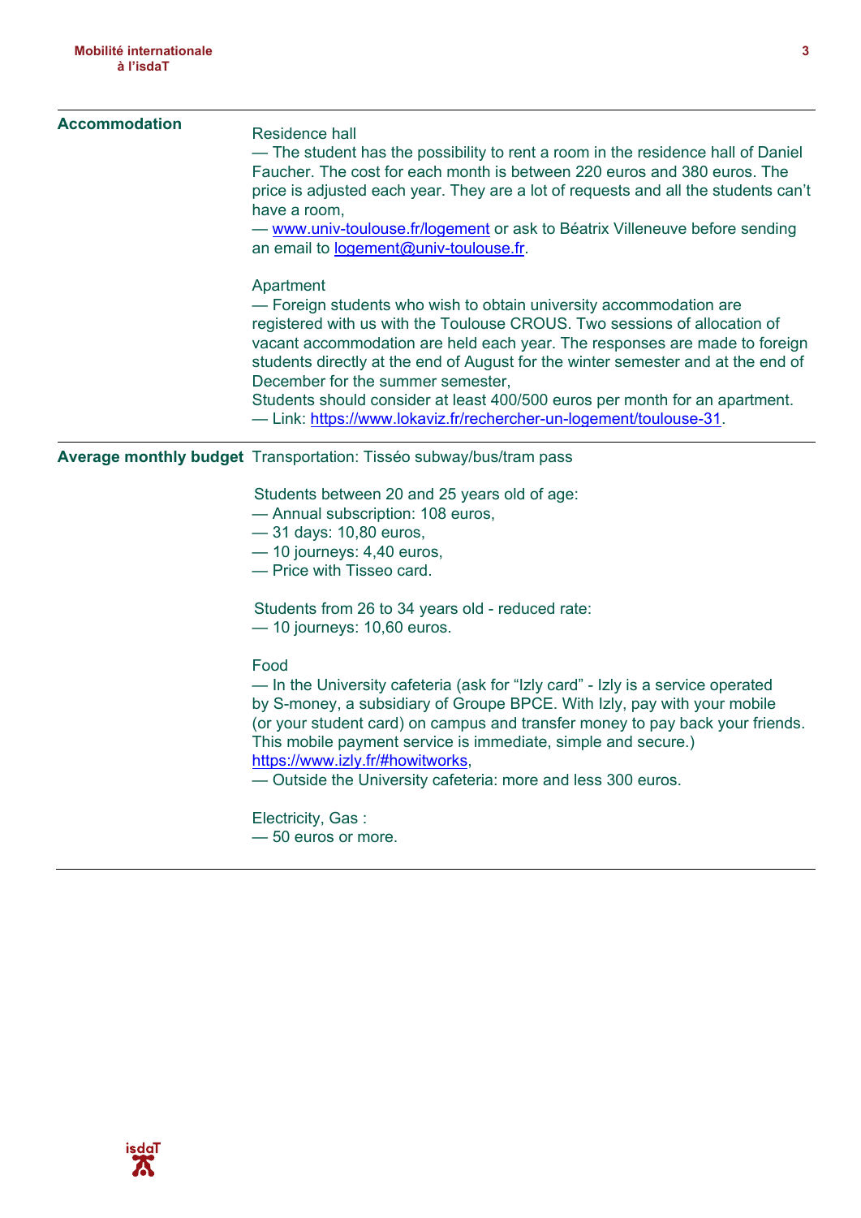| | |
|---|---|
| **Accommodation** | Residence hall<br>— The student has the possibility to rent a room in the residence hall of Daniel Faucher. The cost for each month is between 220 euros and 380 euros. The price is adjusted each year. They are a lot of requests and all the students can't have a room,<br>— [www.univ-toulouse.fr/logement](www.univ-toulouse.fr/logement) or ask to Béatrix Villeneuve before sending an email to [logement@univ-toulouse.fr](mailto:logement@univ-toulouse.fr).<br><br>Apartment<br>— Foreign students who wish to obtain university accommodation are registered with us with the Toulouse CROUS. Two sessions of allocation of vacant accommodation are held each year. The responses are made to foreign students directly at the end of August for the winter semester and at the end of December for the summer semester,<br>Students should consider at least 400/500 euros per month for an apartment.<br>— Link: [https://www.lokaviz.fr/rechercher-un-logement/toulouse-31](https://www.lokaviz.fr/rechercher-un-logement/toulouse-31). |
| **Average monthly budget** | Transportation: Tisséo subway/bus/tram pass<br><br>Students between 20 and 25 years old of age:<br>— Annual subscription: 108 euros,<br>— 31 days: 10,80 euros,<br>— 10 journeys: 4,40 euros,<br>— Price with Tisseo card.<br><br>Students from 26 to 34 years old - reduced rate:<br>— 10 journeys: 10,60 euros.<br><br>Food<br>— In the University cafeteria (ask for "Izly card" - Izly is a service operated by S-money, a subsidiary of Groupe BPCE. With Izly, pay with your mobile (or your student card) on campus and transfer money to pay back your friends. This mobile payment service is immediate, simple and secure.) [https://www.izly.fr/#howitworks](https://www.izly.fr/#howitworks),<br>— Outside the University cafeteria: more and less 300 euros.<br><br>Electricity, Gas :<br>— 50 euros or more. |